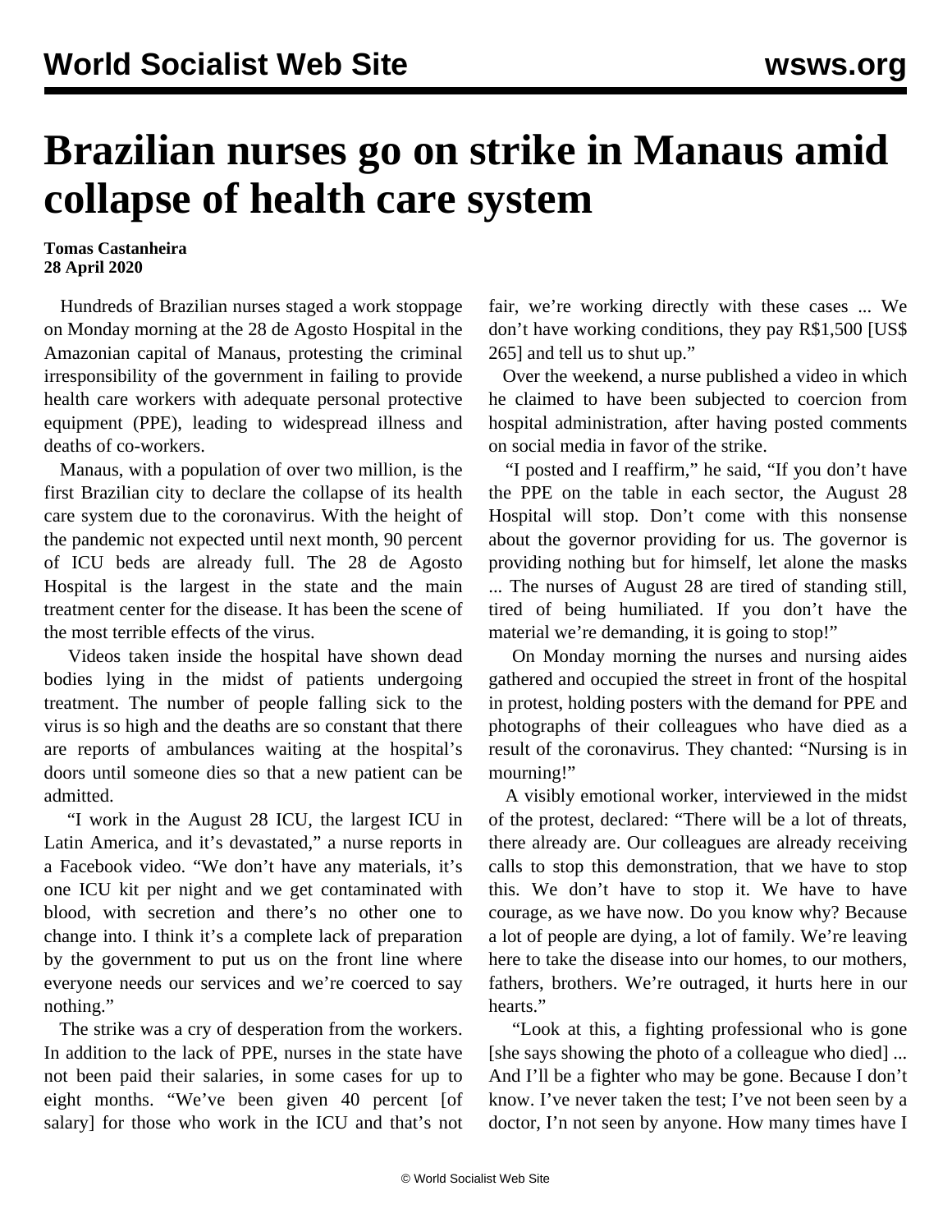# Brazilian nurses go on strike in Manaus amid collapse of health care system

**Tomas Castanheira**
**28 April 2020**

Hundreds of Brazilian nurses staged a work stoppage on Monday morning at the 28 de Agosto Hospital in the Amazonian capital of Manaus, protesting the criminal irresponsibility of the government in failing to provide health care workers with adequate personal protective equipment (PPE), leading to widespread illness and deaths of co-workers.

Manaus, with a population of over two million, is the first Brazilian city to declare the collapse of its health care system due to the coronavirus. With the height of the pandemic not expected until next month, 90 percent of ICU beds are already full. The 28 de Agosto Hospital is the largest in the state and the main treatment center for the disease. It has been the scene of the most terrible effects of the virus.

Videos taken inside the hospital have shown dead bodies lying in the midst of patients undergoing treatment. The number of people falling sick to the virus is so high and the deaths are so constant that there are reports of ambulances waiting at the hospital's doors until someone dies so that a new patient can be admitted.

"I work in the August 28 ICU, the largest ICU in Latin America, and it's devastated," a nurse reports in a Facebook video. "We don't have any materials, it's one ICU kit per night and we get contaminated with blood, with secretion and there's no other one to change into. I think it's a complete lack of preparation by the government to put us on the front line where everyone needs our services and we're coerced to say nothing."

The strike was a cry of desperation from the workers. In addition to the lack of PPE, nurses in the state have not been paid their salaries, in some cases for up to eight months. "We've been given 40 percent [of salary] for those who work in the ICU and that's not fair, we're working directly with these cases ... We don't have working conditions, they pay R$1,500 [US$ 265] and tell us to shut up."

Over the weekend, a nurse published a video in which he claimed to have been subjected to coercion from hospital administration, after having posted comments on social media in favor of the strike.

"I posted and I reaffirm," he said, "If you don't have the PPE on the table in each sector, the August 28 Hospital will stop. Don't come with this nonsense about the governor providing for us. The governor is providing nothing but for himself, let alone the masks ... The nurses of August 28 are tired of standing still, tired of being humiliated. If you don't have the material we're demanding, it is going to stop!"

On Monday morning the nurses and nursing aides gathered and occupied the street in front of the hospital in protest, holding posters with the demand for PPE and photographs of their colleagues who have died as a result of the coronavirus. They chanted: "Nursing is in mourning!"

A visibly emotional worker, interviewed in the midst of the protest, declared: "There will be a lot of threats, there already are. Our colleagues are already receiving calls to stop this demonstration, that we have to stop this. We don't have to stop it. We have to have courage, as we have now. Do you know why? Because a lot of people are dying, a lot of family. We're leaving here to take the disease into our homes, to our mothers, fathers, brothers. We're outraged, it hurts here in our hearts."

"Look at this, a fighting professional who is gone [she says showing the photo of a colleague who died] ... And I'll be a fighter who may be gone. Because I don't know. I've never taken the test; I've not been seen by a doctor, I'n not seen by anyone. How many times have I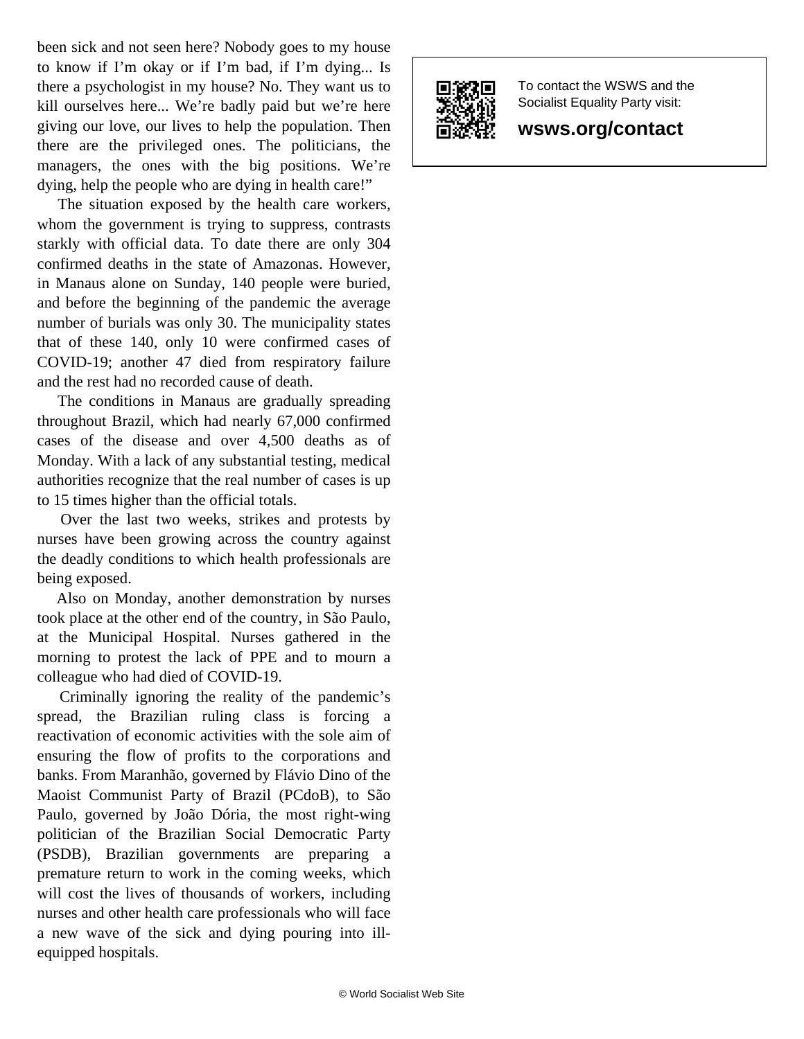been sick and not seen here? Nobody goes to my house to know if I'm okay or if I'm bad, if I'm dying... Is there a psychologist in my house? No. They want us to kill ourselves here... We're badly paid but we're here giving our love, our lives to help the population. Then there are the privileged ones. The politicians, the managers, the ones with the big positions. We're dying, help the people who are dying in health care!"

The situation exposed by the health care workers, whom the government is trying to suppress, contrasts starkly with official data. To date there are only 304 confirmed deaths in the state of Amazonas. However, in Manaus alone on Sunday, 140 people were buried, and before the beginning of the pandemic the average number of burials was only 30. The municipality states that of these 140, only 10 were confirmed cases of COVID-19; another 47 died from respiratory failure and the rest had no recorded cause of death.

The conditions in Manaus are gradually spreading throughout Brazil, which had nearly 67,000 confirmed cases of the disease and over 4,500 deaths as of Monday. With a lack of any substantial testing, medical authorities recognize that the real number of cases is up to 15 times higher than the official totals.

Over the last two weeks, strikes and protests by nurses have been growing across the country against the deadly conditions to which health professionals are being exposed.

Also on Monday, another demonstration by nurses took place at the other end of the country, in São Paulo, at the Municipal Hospital. Nurses gathered in the morning to protest the lack of PPE and to mourn a colleague who had died of COVID-19.

Criminally ignoring the reality of the pandemic's spread, the Brazilian ruling class is forcing a reactivation of economic activities with the sole aim of ensuring the flow of profits to the corporations and banks. From Maranhão, governed by Flávio Dino of the Maoist Communist Party of Brazil (PCdoB), to São Paulo, governed by João Dória, the most right-wing politician of the Brazilian Social Democratic Party (PSDB), Brazilian governments are preparing a premature return to work in the coming weeks, which will cost the lives of thousands of workers, including nurses and other health care professionals who will face a new wave of the sick and dying pouring into ill-equipped hospitals.

To contact the WSWS and the Socialist Equality Party visit:

**wsws.org/contact**